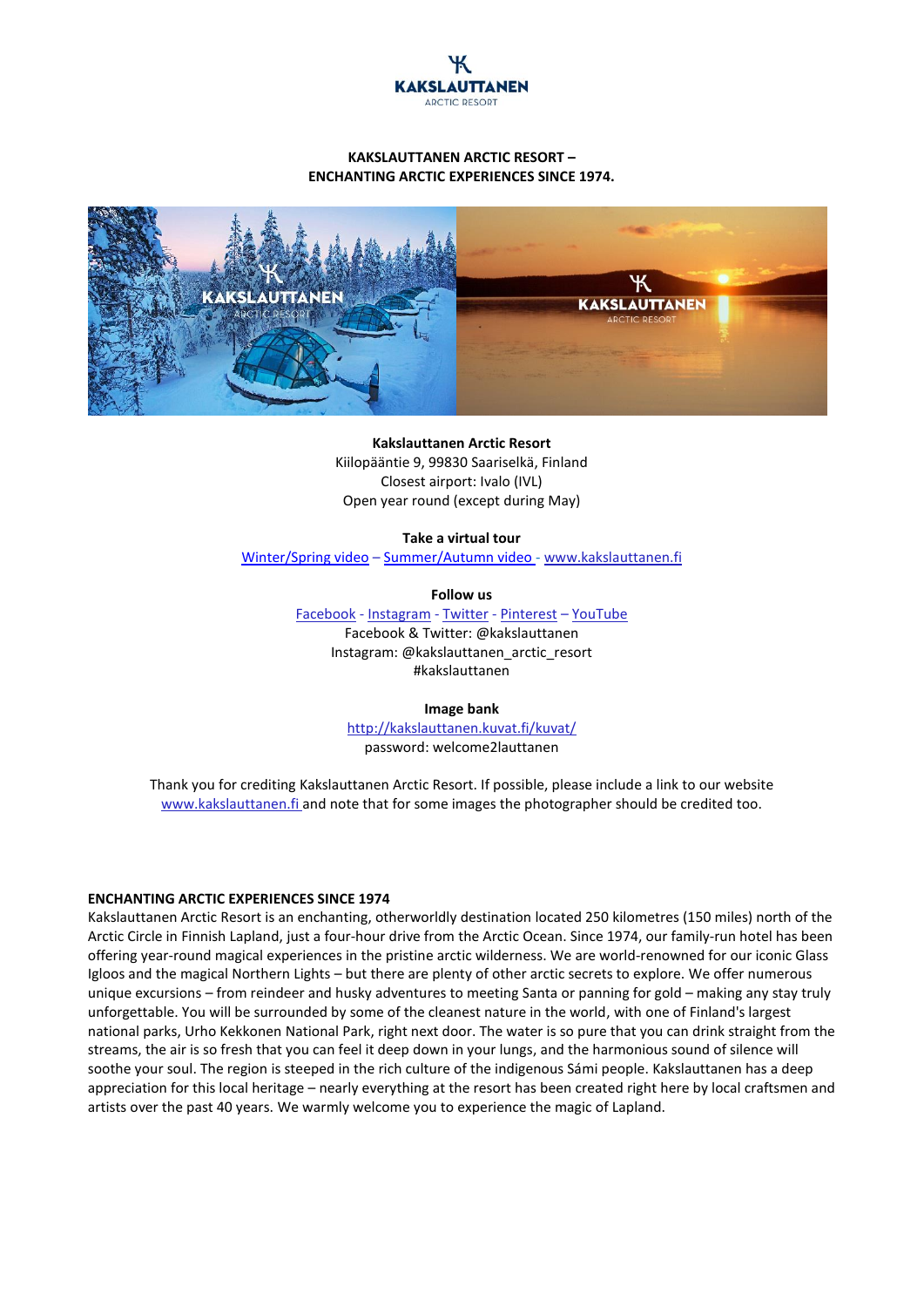**KAKSLAUTTANEN ARCTIC RESORT – ENCHANTING ARCTIC EXPERIENCES SINCE 1974.**

**Kakslauttanen Arctic Resort**
Kiilopääntie 9, 99830 Saariselkä, Finland
Closest airport: Ivalo (IVL)
Open year round (except during May)

**Take a virtual tour**
Winter/Spring video – Summer/Autumn video - www.kakslauttanen.fi

**Follow us**
Facebook - Instagram - Twitter - Pinterest – YouTube
Facebook & Twitter: @kakslauttanen
Instagram: @kakslauttanen_arctic_resort
#kakslauttanen

**Image bank**
http://kakslauttanen.kuvat.fi/kuvat/
password: welcome2lauttanen

Thank you for crediting Kakslauttanen Arctic Resort. If possible, please include a link to our website www.kakslauttanen.fi and note that for some images the photographer should be credited too.

## ENCHANTING ARCTIC EXPERIENCES SINCE 1974

Kakslauttanen Arctic Resort is an enchanting, otherworldly destination located 250 kilometres (150 miles) north of the Arctic Circle in Finnish Lapland, just a four-hour drive from the Arctic Ocean. Since 1974, our family-run hotel has been offering year-round magical experiences in the pristine arctic wilderness. We are world-renowned for our iconic Glass Igloos and the magical Northern Lights – but there are plenty of other arctic secrets to explore. We offer numerous unique excursions – from reindeer and husky adventures to meeting Santa or panning for gold – making any stay truly unforgettable. You will be surrounded by some of the cleanest nature in the world, with one of Finland's largest national parks, Urho Kekkonen National Park, right next door. The water is so pure that you can drink straight from the streams, the air is so fresh that you can feel it deep down in your lungs, and the harmonious sound of silence will soothe your soul. The region is steeped in the rich culture of the indigenous Sámi people. Kakslauttanen has a deep appreciation for this local heritage – nearly everything at the resort has been created right here by local craftsmen and artists over the past 40 years. We warmly welcome you to experience the magic of Lapland.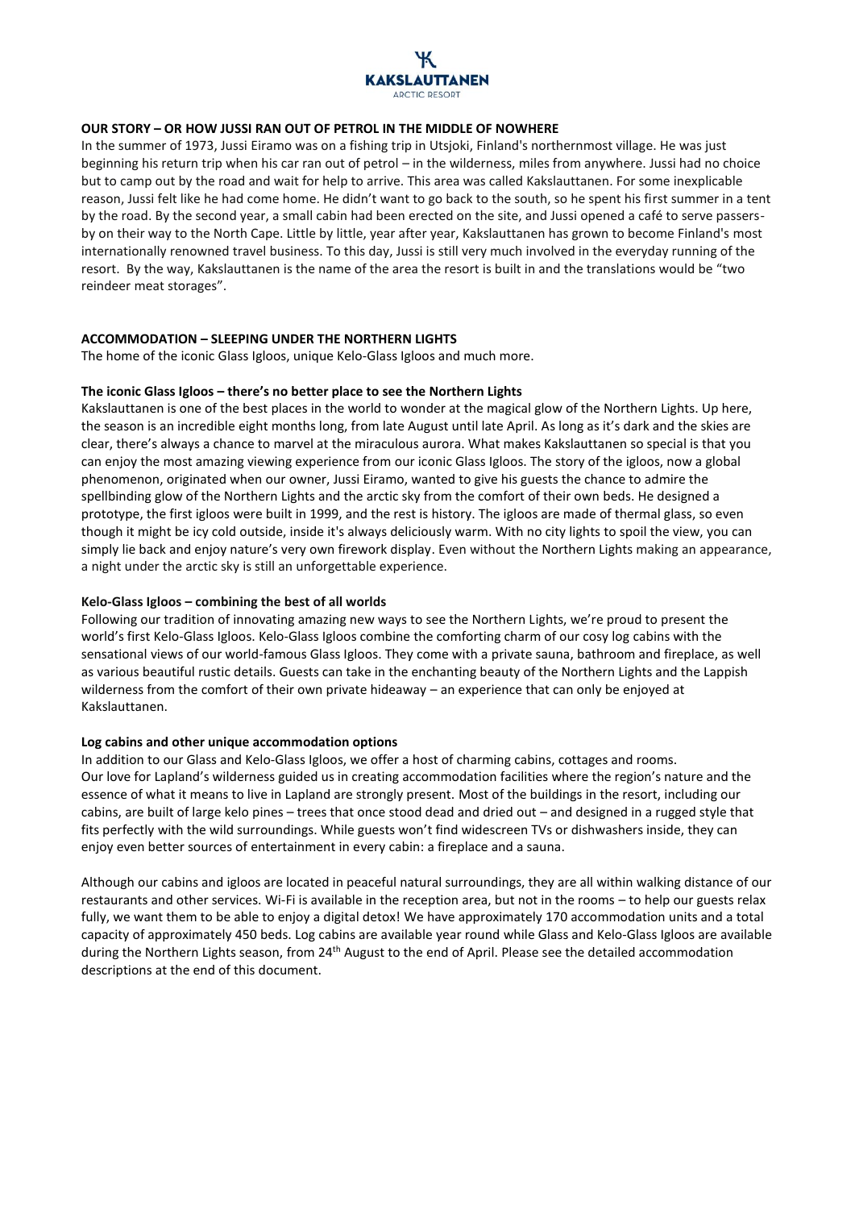## OUR STORY – OR HOW JUSSI RAN OUT OF PETROL IN THE MIDDLE OF NOWHERE

In the summer of 1973, Jussi Eiramo was on a fishing trip in Utsjoki, Finland's northernmost village. He was just beginning his return trip when his car ran out of petrol – in the wilderness, miles from anywhere. Jussi had no choice but to camp out by the road and wait for help to arrive. This area was called Kakslauttanen. For some inexplicable reason, Jussi felt like he had come home. He didn't want to go back to the south, so he spent his first summer in a tent by the road. By the second year, a small cabin had been erected on the site, and Jussi opened a café to serve passers-by on their way to the North Cape. Little by little, year after year, Kakslauttanen has grown to become Finland's most internationally renowned travel business. To this day, Jussi is still very much involved in the everyday running of the resort. By the way, Kakslauttanen is the name of the area the resort is built in and the translations would be "two reindeer meat storages".

## ACCOMMODATION – SLEEPING UNDER THE NORTHERN LIGHTS

The home of the iconic Glass Igloos, unique Kelo-Glass Igloos and much more.

### The iconic Glass Igloos – there's no better place to see the Northern Lights

Kakslauttanen is one of the best places in the world to wonder at the magical glow of the Northern Lights. Up here, the season is an incredible eight months long, from late August until late April. As long as it's dark and the skies are clear, there's always a chance to marvel at the miraculous aurora. What makes Kakslauttanen so special is that you can enjoy the most amazing viewing experience from our iconic Glass Igloos. The story of the igloos, now a global phenomenon, originated when our owner, Jussi Eiramo, wanted to give his guests the chance to admire the spellbinding glow of the Northern Lights and the arctic sky from the comfort of their own beds. He designed a prototype, the first igloos were built in 1999, and the rest is history. The igloos are made of thermal glass, so even though it might be icy cold outside, inside it's always deliciously warm. With no city lights to spoil the view, you can simply lie back and enjoy nature's very own firework display. Even without the Northern Lights making an appearance, a night under the arctic sky is still an unforgettable experience.

### Kelo-Glass Igloos – combining the best of all worlds

Following our tradition of innovating amazing new ways to see the Northern Lights, we're proud to present the world's first Kelo-Glass Igloos. Kelo-Glass Igloos combine the comforting charm of our cosy log cabins with the sensational views of our world-famous Glass Igloos. They come with a private sauna, bathroom and fireplace, as well as various beautiful rustic details. Guests can take in the enchanting beauty of the Northern Lights and the Lappish wilderness from the comfort of their own private hideaway – an experience that can only be enjoyed at Kakslauttanen.

### Log cabins and other unique accommodation options

In addition to our Glass and Kelo-Glass Igloos, we offer a host of charming cabins, cottages and rooms. Our love for Lapland's wilderness guided us in creating accommodation facilities where the region's nature and the essence of what it means to live in Lapland are strongly present. Most of the buildings in the resort, including our cabins, are built of large kelo pines – trees that once stood dead and dried out – and designed in a rugged style that fits perfectly with the wild surroundings. While guests won't find widescreen TVs or dishwashers inside, they can enjoy even better sources of entertainment in every cabin: a fireplace and a sauna.

Although our cabins and igloos are located in peaceful natural surroundings, they are all within walking distance of our restaurants and other services. Wi-Fi is available in the reception area, but not in the rooms – to help our guests relax fully, we want them to be able to enjoy a digital detox! We have approximately 170 accommodation units and a total capacity of approximately 450 beds. Log cabins are available year round while Glass and Kelo-Glass Igloos are available during the Northern Lights season, from 24th August to the end of April. Please see the detailed accommodation descriptions at the end of this document.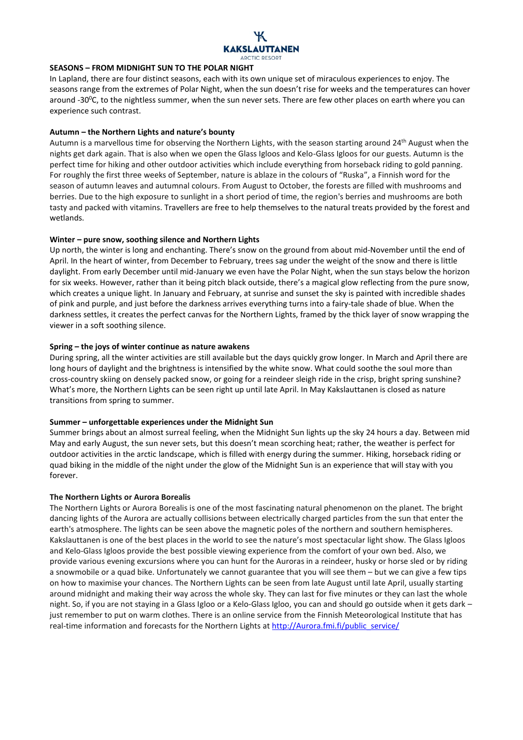## SEASONS – FROM MIDNIGHT SUN TO THE POLAR NIGHT

In Lapland, there are four distinct seasons, each with its own unique set of miraculous experiences to enjoy. The seasons range from the extremes of Polar Night, when the sun doesn't rise for weeks and the temperatures can hover around -30$^0$C, to the nightless summer, when the sun never sets. There are few other places on earth where you can experience such contrast.

### Autumn – the Northern Lights and nature's bounty

Autumn is a marvellous time for observing the Northern Lights, with the season starting around 24th August when the nights get dark again. That is also when we open the Glass Igloos and Kelo-Glass Igloos for our guests. Autumn is the perfect time for hiking and other outdoor activities which include everything from horseback riding to gold panning. For roughly the first three weeks of September, nature is ablaze in the colours of "Ruska", a Finnish word for the season of autumn leaves and autumnal colours. From August to October, the forests are filled with mushrooms and berries. Due to the high exposure to sunlight in a short period of time, the region's berries and mushrooms are both tasty and packed with vitamins. Travellers are free to help themselves to the natural treats provided by the forest and wetlands.

### Winter – pure snow, soothing silence and Northern Lights

Up north, the winter is long and enchanting. There's snow on the ground from about mid-November until the end of April. In the heart of winter, from December to February, trees sag under the weight of the snow and there is little daylight. From early December until mid-January we even have the Polar Night, when the sun stays below the horizon for six weeks. However, rather than it being pitch black outside, there's a magical glow reflecting from the pure snow, which creates a unique light. In January and February, at sunrise and sunset the sky is painted with incredible shades of pink and purple, and just before the darkness arrives everything turns into a fairy-tale shade of blue. When the darkness settles, it creates the perfect canvas for the Northern Lights, framed by the thick layer of snow wrapping the viewer in a soft soothing silence.

### Spring – the joys of winter continue as nature awakens

During spring, all the winter activities are still available but the days quickly grow longer. In March and April there are long hours of daylight and the brightness is intensified by the white snow. What could soothe the soul more than cross-country skiing on densely packed snow, or going for a reindeer sleigh ride in the crisp, bright spring sunshine? What's more, the Northern Lights can be seen right up until late April. In May Kakslauttanen is closed as nature transitions from spring to summer.

### Summer – unforgettable experiences under the Midnight Sun

Summer brings about an almost surreal feeling, when the Midnight Sun lights up the sky 24 hours a day. Between mid May and early August, the sun never sets, but this doesn't mean scorching heat; rather, the weather is perfect for outdoor activities in the arctic landscape, which is filled with energy during the summer. Hiking, horseback riding or quad biking in the middle of the night under the glow of the Midnight Sun is an experience that will stay with you forever.

### The Northern Lights or Aurora Borealis

The Northern Lights or Aurora Borealis is one of the most fascinating natural phenomenon on the planet. The bright dancing lights of the Aurora are actually collisions between electrically charged particles from the sun that enter the earth's atmosphere. The lights can be seen above the magnetic poles of the northern and southern hemispheres. Kakslauttanen is one of the best places in the world to see the nature's most spectacular light show. The Glass Igloos and Kelo-Glass Igloos provide the best possible viewing experience from the comfort of your own bed. Also, we provide various evening excursions where you can hunt for the Auroras in a reindeer, husky or horse sled or by riding a snowmobile or a quad bike. Unfortunately we cannot guarantee that you will see them – but we can give a few tips on how to maximise your chances. The Northern Lights can be seen from late August until late April, usually starting around midnight and making their way across the whole sky. They can last for five minutes or they can last the whole night. So, if you are not staying in a Glass Igloo or a Kelo-Glass Igloo, you can and should go outside when it gets dark – just remember to put on warm clothes. There is an online service from the Finnish Meteorological Institute that has real-time information and forecasts for the Northern Lights at [http://Aurora.fmi.fi/public_service/](http://Aurora.fmi.fi/public_service/)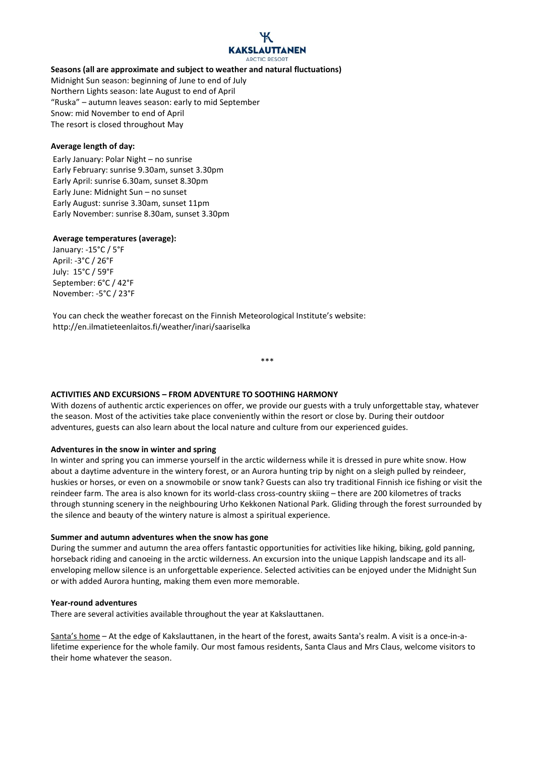**Seasons (all are approximate and subject to weather and natural fluctuations)**

Midnight Sun season: beginning of June to end of July
Northern Lights season: late August to end of April
"Ruska" – autumn leaves season: early to mid September
Snow: mid November to end of April
The resort is closed throughout May

**Average length of day:**

Early January: Polar Night – no sunrise
Early February: sunrise 9.30am, sunset 3.30pm
Early April: sunrise 6.30am, sunset 8.30pm
Early June: Midnight Sun – no sunset
Early August: sunrise 3.30am, sunset 11pm
Early November: sunrise 8.30am, sunset 3.30pm

**Average temperatures (average):**

January: -15°C / 5°F
April: -3°C / 26°F
July: 15°C / 59°F
September: 6°C / 42°F
November: -5°C / 23°F

You can check the weather forecast on the Finnish Meteorological Institute's website:
http://en.ilmatieteenlaitos.fi/weather/inari/saariselka

\*\*\*

**ACTIVITIES AND EXCURSIONS – FROM ADVENTURE TO SOOTHING HARMONY**

With dozens of authentic arctic experiences on offer, we provide our guests with a truly unforgettable stay, whatever the season. Most of the activities take place conveniently within the resort or close by. During their outdoor adventures, guests can also learn about the local nature and culture from our experienced guides.

**Adventures in the snow in winter and spring**

In winter and spring you can immerse yourself in the arctic wilderness while it is dressed in pure white snow. How about a daytime adventure in the wintery forest, or an Aurora hunting trip by night on a sleigh pulled by reindeer, huskies or horses, or even on a snowmobile or snow tank? Guests can also try traditional Finnish ice fishing or visit the reindeer farm. The area is also known for its world-class cross-country skiing – there are 200 kilometres of tracks through stunning scenery in the neighbouring Urho Kekkonen National Park. Gliding through the forest surrounded by the silence and beauty of the wintery nature is almost a spiritual experience.

**Summer and autumn adventures when the snow has gone**

During the summer and autumn the area offers fantastic opportunities for activities like hiking, biking, gold panning, horseback riding and canoeing in the arctic wilderness. An excursion into the unique Lappish landscape and its all-enveloping mellow silence is an unforgettable experience. Selected activities can be enjoyed under the Midnight Sun or with added Aurora hunting, making them even more memorable.

**Year-round adventures**

There are several activities available throughout the year at Kakslauttanen.

<u>Santa's home</u> – At the edge of Kakslauttanen, in the heart of the forest, awaits Santa's realm. A visit is a once-in-a-lifetime experience for the whole family. Our most famous residents, Santa Claus and Mrs Claus, welcome visitors to their home whatever the season.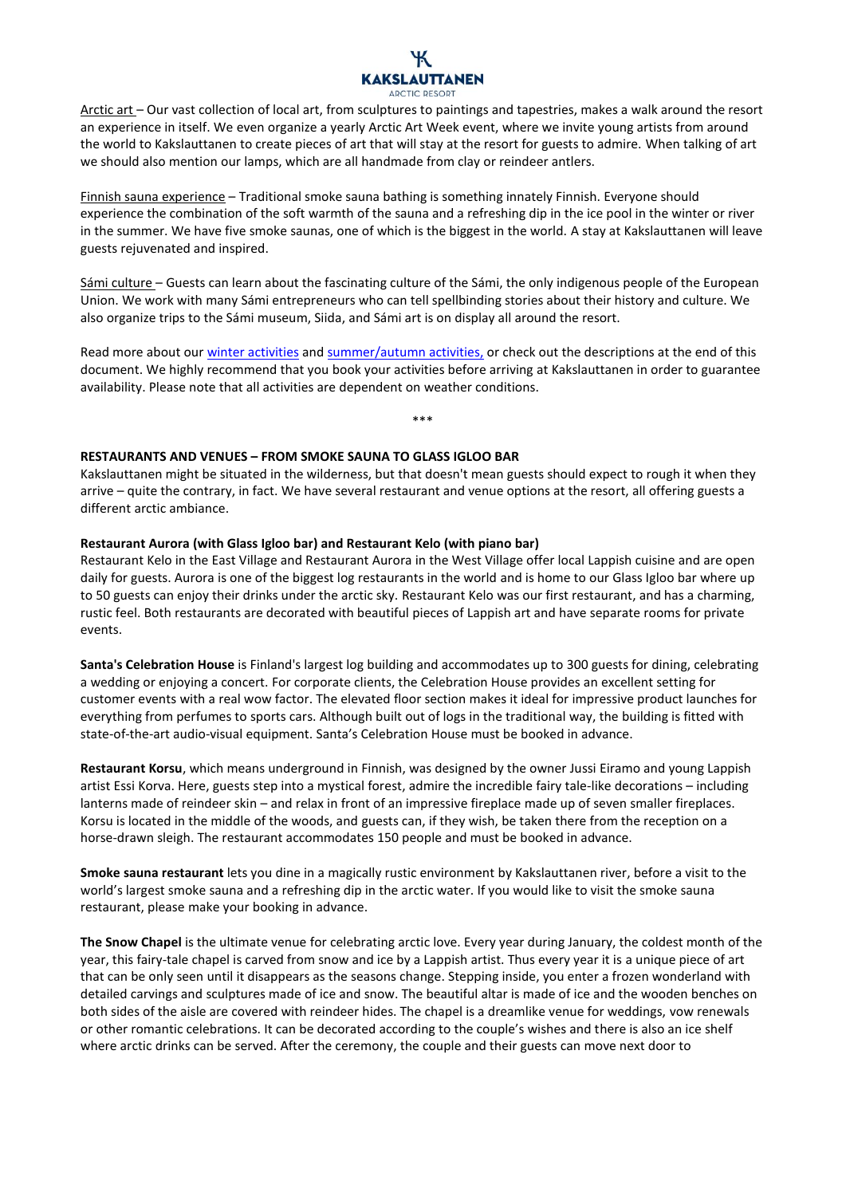Arctic art – Our vast collection of local art, from sculptures to paintings and tapestries, makes a walk around the resort an experience in itself. We even organize a yearly Arctic Art Week event, where we invite young artists from around the world to Kakslauttanen to create pieces of art that will stay at the resort for guests to admire. When talking of art we should also mention our lamps, which are all handmade from clay or reindeer antlers.

Finnish sauna experience – Traditional smoke sauna bathing is something innately Finnish. Everyone should experience the combination of the soft warmth of the sauna and a refreshing dip in the ice pool in the winter or river in the summer. We have five smoke saunas, one of which is the biggest in the world. A stay at Kakslauttanen will leave guests rejuvenated and inspired.

Sámi culture – Guests can learn about the fascinating culture of the Sámi, the only indigenous people of the European Union. We work with many Sámi entrepreneurs who can tell spellbinding stories about their history and culture. We also organize trips to the Sámi museum, Siida, and Sámi art is on display all around the resort.

Read more about our winter activities and summer/autumn activities, or check out the descriptions at the end of this document. We highly recommend that you book your activities before arriving at Kakslauttanen in order to guarantee availability. Please note that all activities are dependent on weather conditions.

***

**RESTAURANTS AND VENUES – FROM SMOKE SAUNA TO GLASS IGLOO BAR**

Kakslauttanen might be situated in the wilderness, but that doesn't mean guests should expect to rough it when they arrive – quite the contrary, in fact. We have several restaurant and venue options at the resort, all offering guests a different arctic ambiance.

**Restaurant Aurora (with Glass Igloo bar) and Restaurant Kelo (with piano bar)**

Restaurant Kelo in the East Village and Restaurant Aurora in the West Village offer local Lappish cuisine and are open daily for guests. Aurora is one of the biggest log restaurants in the world and is home to our Glass Igloo bar where up to 50 guests can enjoy their drinks under the arctic sky. Restaurant Kelo was our first restaurant, and has a charming, rustic feel. Both restaurants are decorated with beautiful pieces of Lappish art and have separate rooms for private events.

**Santa's Celebration House** is Finland's largest log building and accommodates up to 300 guests for dining, celebrating a wedding or enjoying a concert. For corporate clients, the Celebration House provides an excellent setting for customer events with a real wow factor. The elevated floor section makes it ideal for impressive product launches for everything from perfumes to sports cars. Although built out of logs in the traditional way, the building is fitted with state-of-the-art audio-visual equipment. Santa's Celebration House must be booked in advance.

**Restaurant Korsu**, which means underground in Finnish, was designed by the owner Jussi Eiramo and young Lappish artist Essi Korva. Here, guests step into a mystical forest, admire the incredible fairy tale-like decorations – including lanterns made of reindeer skin – and relax in front of an impressive fireplace made up of seven smaller fireplaces. Korsu is located in the middle of the woods, and guests can, if they wish, be taken there from the reception on a horse-drawn sleigh. The restaurant accommodates 150 people and must be booked in advance.

**Smoke sauna restaurant** lets you dine in a magically rustic environment by Kakslauttanen river, before a visit to the world's largest smoke sauna and a refreshing dip in the arctic water. If you would like to visit the smoke sauna restaurant, please make your booking in advance.

**The Snow Chapel** is the ultimate venue for celebrating arctic love. Every year during January, the coldest month of the year, this fairy-tale chapel is carved from snow and ice by a Lappish artist. Thus every year it is a unique piece of art that can be only seen until it disappears as the seasons change. Stepping inside, you enter a frozen wonderland with detailed carvings and sculptures made of ice and snow. The beautiful altar is made of ice and the wooden benches on both sides of the aisle are covered with reindeer hides. The chapel is a dreamlike venue for weddings, vow renewals or other romantic celebrations. It can be decorated according to the couple's wishes and there is also an ice shelf where arctic drinks can be served. After the ceremony, the couple and their guests can move next door to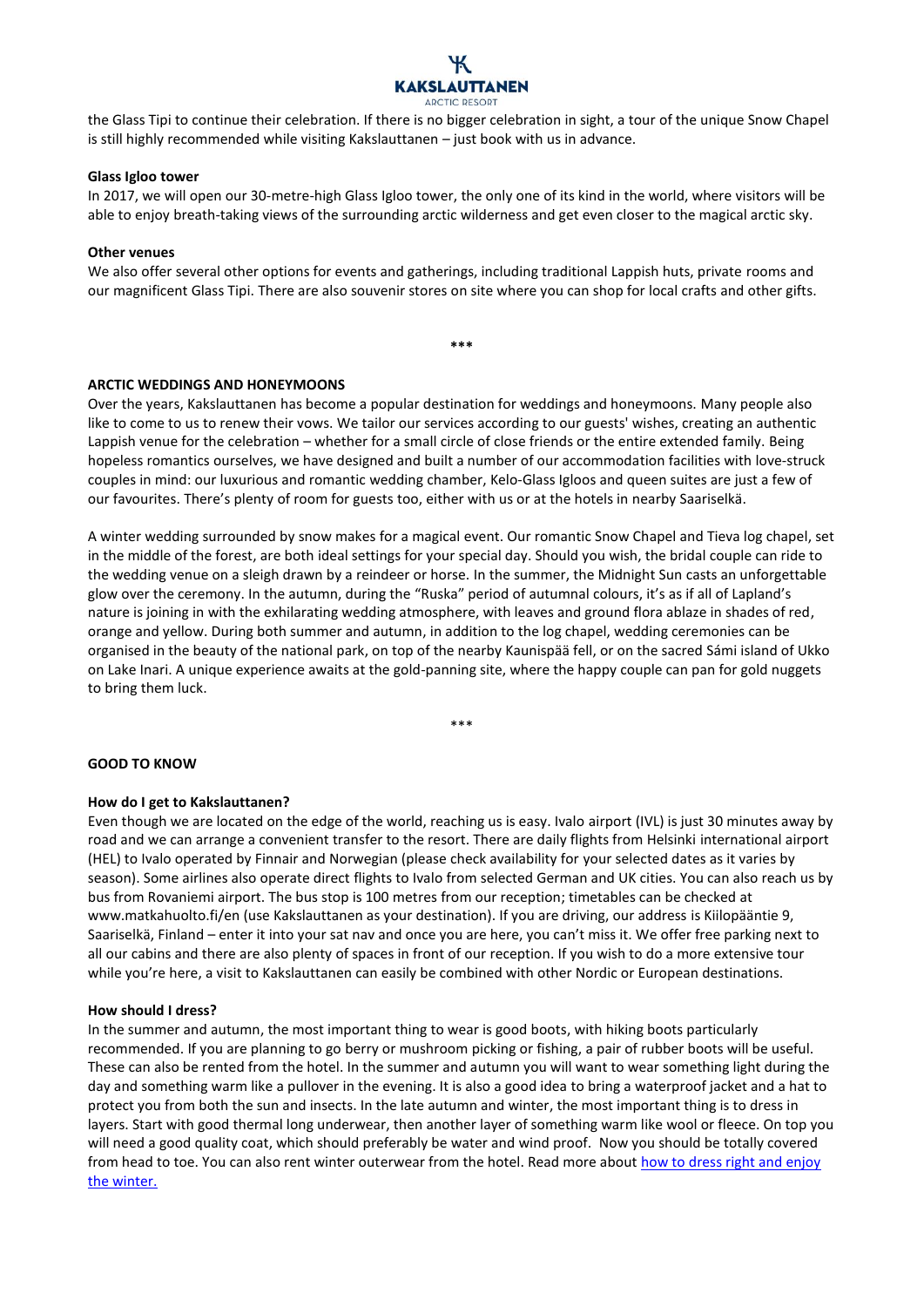the Glass Tipi to continue their celebration. If there is no bigger celebration in sight, a tour of the unique Snow Chapel is still highly recommended while visiting Kakslauttanen – just book with us in advance.

**Glass Igloo tower**

In 2017, we will open our 30-metre-high Glass Igloo tower, the only one of its kind in the world, where visitors will be able to enjoy breath-taking views of the surrounding arctic wilderness and get even closer to the magical arctic sky.

**Other venues**

We also offer several other options for events and gatherings, including traditional Lappish huts, private rooms and our magnificent Glass Tipi. There are also souvenir stores on site where you can shop for local crafts and other gifts.

***

**ARCTIC WEDDINGS AND HONEYMOONS**

Over the years, Kakslauttanen has become a popular destination for weddings and honeymoons. Many people also like to come to us to renew their vows. We tailor our services according to our guests' wishes, creating an authentic Lappish venue for the celebration – whether for a small circle of close friends or the entire extended family. Being hopeless romantics ourselves, we have designed and built a number of our accommodation facilities with love-struck couples in mind: our luxurious and romantic wedding chamber, Kelo-Glass Igloos and queen suites are just a few of our favourites. There's plenty of room for guests too, either with us or at the hotels in nearby Saariselkä.

A winter wedding surrounded by snow makes for a magical event. Our romantic Snow Chapel and Tieva log chapel, set in the middle of the forest, are both ideal settings for your special day. Should you wish, the bridal couple can ride to the wedding venue on a sleigh drawn by a reindeer or horse. In the summer, the Midnight Sun casts an unforgettable glow over the ceremony. In the autumn, during the "Ruska" period of autumnal colours, it's as if all of Lapland's nature is joining in with the exhilarating wedding atmosphere, with leaves and ground flora ablaze in shades of red, orange and yellow. During both summer and autumn, in addition to the log chapel, wedding ceremonies can be organised in the beauty of the national park, on top of the nearby Kaunispää fell, or on the sacred Sámi island of Ukko on Lake Inari. A unique experience awaits at the gold-panning site, where the happy couple can pan for gold nuggets to bring them luck.

***

**GOOD TO KNOW**

**How do I get to Kakslauttanen?**

Even though we are located on the edge of the world, reaching us is easy. Ivalo airport (IVL) is just 30 minutes away by road and we can arrange a convenient transfer to the resort. There are daily flights from Helsinki international airport (HEL) to Ivalo operated by Finnair and Norwegian (please check availability for your selected dates as it varies by season). Some airlines also operate direct flights to Ivalo from selected German and UK cities. You can also reach us by bus from Rovaniemi airport. The bus stop is 100 metres from our reception; timetables can be checked at www.matkahuolto.fi/en (use Kakslauttanen as your destination). If you are driving, our address is Kiilopääntie 9, Saariselkä, Finland – enter it into your sat nav and once you are here, you can't miss it. We offer free parking next to all our cabins and there are also plenty of spaces in front of our reception. If you wish to do a more extensive tour while you're here, a visit to Kakslauttanen can easily be combined with other Nordic or European destinations.

**How should I dress?**

In the summer and autumn, the most important thing to wear is good boots, with hiking boots particularly recommended. If you are planning to go berry or mushroom picking or fishing, a pair of rubber boots will be useful. These can also be rented from the hotel. In the summer and autumn you will want to wear something light during the day and something warm like a pullover in the evening. It is also a good idea to bring a waterproof jacket and a hat to protect you from both the sun and insects. In the late autumn and winter, the most important thing is to dress in layers. Start with good thermal long underwear, then another layer of something warm like wool or fleece. On top you will need a good quality coat, which should preferably be water and wind proof. Now you should be totally covered from head to toe. You can also rent winter outerwear from the hotel. Read more about how to dress right and enjoy the winter.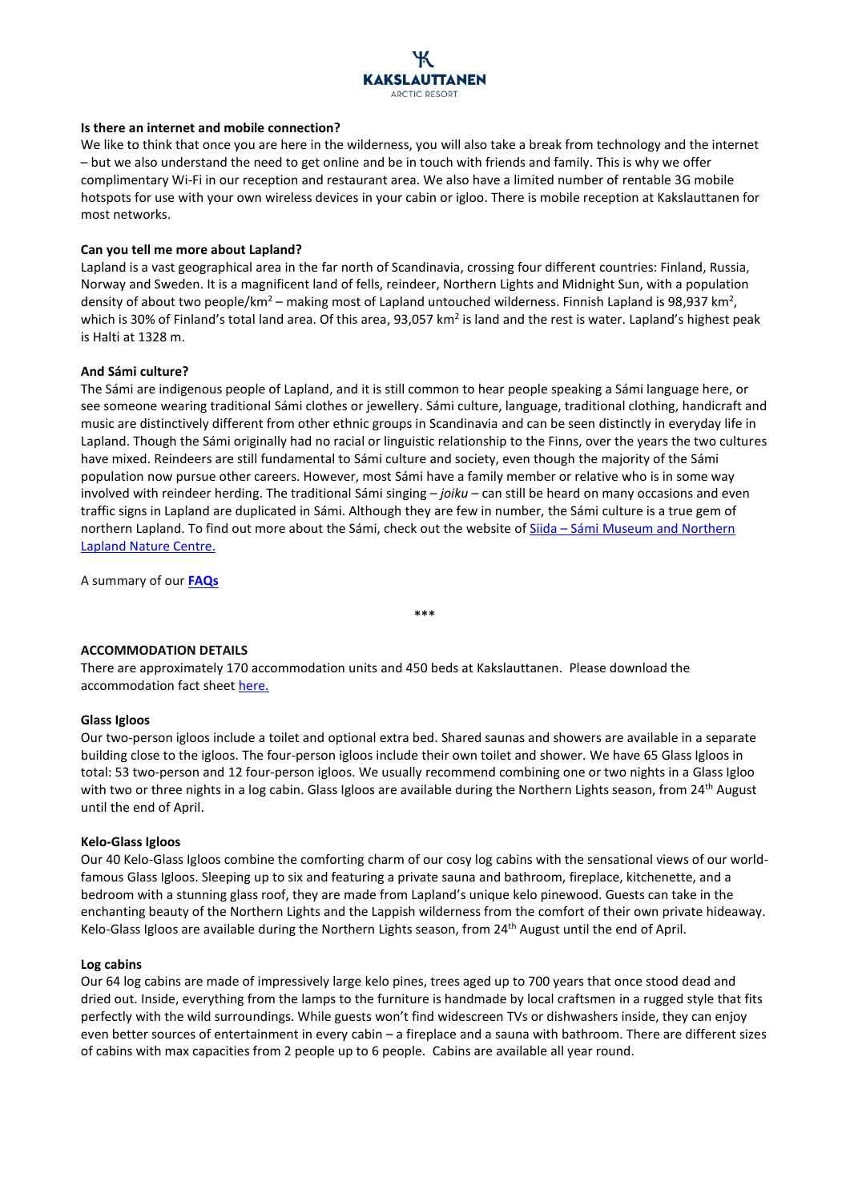**Is there an internet and mobile connection?**
We like to think that once you are here in the wilderness, you will also take a break from technology and the internet – but we also understand the need to get online and be in touch with friends and family. This is why we offer complimentary Wi-Fi in our reception and restaurant area. We also have a limited number of rentable 3G mobile hotspots for use with your own wireless devices in your cabin or igloo. There is mobile reception at Kakslauttanen for most networks.

**Can you tell me more about Lapland?**
Lapland is a vast geographical area in the far north of Scandinavia, crossing four different countries: Finland, Russia, Norway and Sweden. It is a magnificent land of fells, reindeer, Northern Lights and Midnight Sun, with a population density of about two people/km$^2$ – making most of Lapland untouched wilderness. Finnish Lapland is 98,937 km$^2$, which is 30% of Finland's total land area. Of this area, 93,057 km$^2$ is land and the rest is water. Lapland's highest peak is Halti at 1328 m.

**And Sámi culture?**
The Sámi are indigenous people of Lapland, and it is still common to hear people speaking a Sámi language here, or see someone wearing traditional Sámi clothes or jewellery. Sámi culture, language, traditional clothing, handicraft and music are distinctively different from other ethnic groups in Scandinavia and can be seen distinctly in everyday life in Lapland. Though the Sámi originally had no racial or linguistic relationship to the Finns, over the years the two cultures have mixed. Reindeers are still fundamental to Sámi culture and society, even though the majority of the Sámi population now pursue other careers. However, most Sámi have a family member or relative who is in some way involved with reindeer herding. The traditional Sámi singing – *joiku* – can still be heard on many occasions and even traffic signs in Lapland are duplicated in Sámi. Although they are few in number, the Sámi culture is a true gem of northern Lapland. To find out more about the Sámi, check out the website of Siida – Sámi Museum and Northern Lapland Nature Centre.

A summary of our **FAQs**

***

**ACCOMMODATION DETAILS**
There are approximately 170 accommodation units and 450 beds at Kakslauttanen. Please download the accommodation fact sheet here.

**Glass Igloos**
Our two-person igloos include a toilet and optional extra bed. Shared saunas and showers are available in a separate building close to the igloos. The four-person igloos include their own toilet and shower. We have 65 Glass Igloos in total: 53 two-person and 12 four-person igloos. We usually recommend combining one or two nights in a Glass Igloo with two or three nights in a log cabin. Glass Igloos are available during the Northern Lights season, from 24th August until the end of April.

**Kelo-Glass Igloos**
Our 40 Kelo-Glass Igloos combine the comforting charm of our cosy log cabins with the sensational views of our world-famous Glass Igloos. Sleeping up to six and featuring a private sauna and bathroom, fireplace, kitchenette, and a bedroom with a stunning glass roof, they are made from Lapland's unique kelo pinewood. Guests can take in the enchanting beauty of the Northern Lights and the Lappish wilderness from the comfort of their own private hideaway. Kelo-Glass Igloos are available during the Northern Lights season, from 24th August until the end of April.

**Log cabins**
Our 64 log cabins are made of impressively large kelo pines, trees aged up to 700 years that once stood dead and dried out. Inside, everything from the lamps to the furniture is handmade by local craftsmen in a rugged style that fits perfectly with the wild surroundings. While guests won't find widescreen TVs or dishwashers inside, they can enjoy even better sources of entertainment in every cabin – a fireplace and a sauna with bathroom. There are different sizes of cabins with max capacities from 2 people up to 6 people. Cabins are available all year round.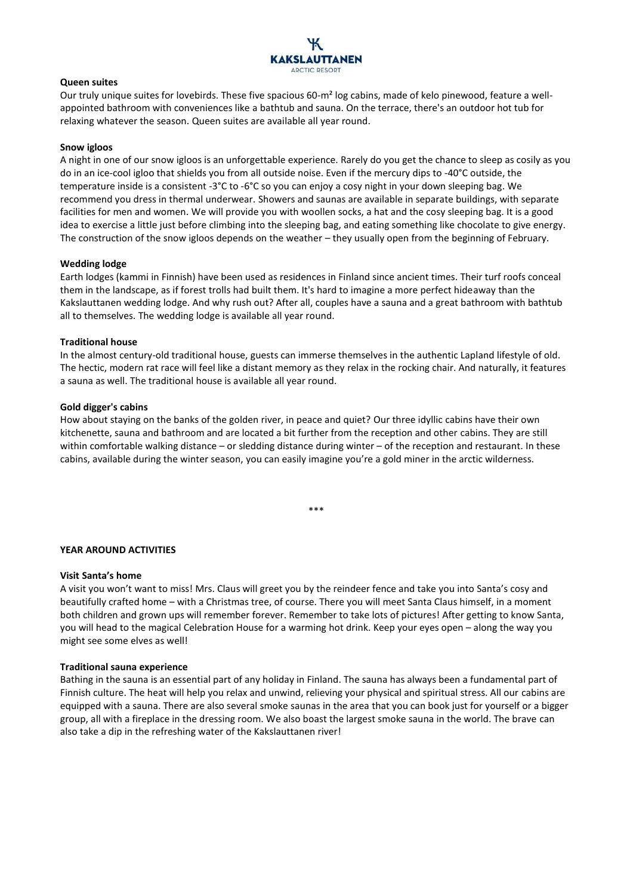**Queen suites**

Our truly unique suites for lovebirds. These five spacious 60-m² log cabins, made of kelo pinewood, feature a well-appointed bathroom with conveniences like a bathtub and sauna. On the terrace, there's an outdoor hot tub for relaxing whatever the season. Queen suites are available all year round.

**Snow igloos**

A night in one of our snow igloos is an unforgettable experience. Rarely do you get the chance to sleep as cosily as you do in an ice-cool igloo that shields you from all outside noise. Even if the mercury dips to -40°C outside, the temperature inside is a consistent -3°C to -6°C so you can enjoy a cosy night in your down sleeping bag. We recommend you dress in thermal underwear. Showers and saunas are available in separate buildings, with separate facilities for men and women. We will provide you with woollen socks, a hat and the cosy sleeping bag. It is a good idea to exercise a little just before climbing into the sleeping bag, and eating something like chocolate to give energy. The construction of the snow igloos depends on the weather – they usually open from the beginning of February.

**Wedding lodge**

Earth lodges (kammi in Finnish) have been used as residences in Finland since ancient times. Their turf roofs conceal them in the landscape, as if forest trolls had built them. It's hard to imagine a more perfect hideaway than the Kakslauttanen wedding lodge. And why rush out? After all, couples have a sauna and a great bathroom with bathtub all to themselves. The wedding lodge is available all year round.

**Traditional house**

In the almost century-old traditional house, guests can immerse themselves in the authentic Lapland lifestyle of old. The hectic, modern rat race will feel like a distant memory as they relax in the rocking chair. And naturally, it features a sauna as well. The traditional house is available all year round.

**Gold digger's cabins**

How about staying on the banks of the golden river, in peace and quiet? Our three idyllic cabins have their own kitchenette, sauna and bathroom and are located a bit further from the reception and other cabins. They are still within comfortable walking distance – or sledding distance during winter – of the reception and restaurant. In these cabins, available during the winter season, you can easily imagine you're a gold miner in the arctic wilderness.

***

**YEAR AROUND ACTIVITIES**

**Visit Santa's home**

A visit you won't want to miss! Mrs. Claus will greet you by the reindeer fence and take you into Santa's cosy and beautifully crafted home – with a Christmas tree, of course. There you will meet Santa Claus himself, in a moment both children and grown ups will remember forever. Remember to take lots of pictures! After getting to know Santa, you will head to the magical Celebration House for a warming hot drink. Keep your eyes open – along the way you might see some elves as well!

**Traditional sauna experience**

Bathing in the sauna is an essential part of any holiday in Finland. The sauna has always been a fundamental part of Finnish culture. The heat will help you relax and unwind, relieving your physical and spiritual stress. All our cabins are equipped with a sauna. There are also several smoke saunas in the area that you can book just for yourself or a bigger group, all with a fireplace in the dressing room. We also boast the largest smoke sauna in the world. The brave can also take a dip in the refreshing water of the Kakslauttanen river!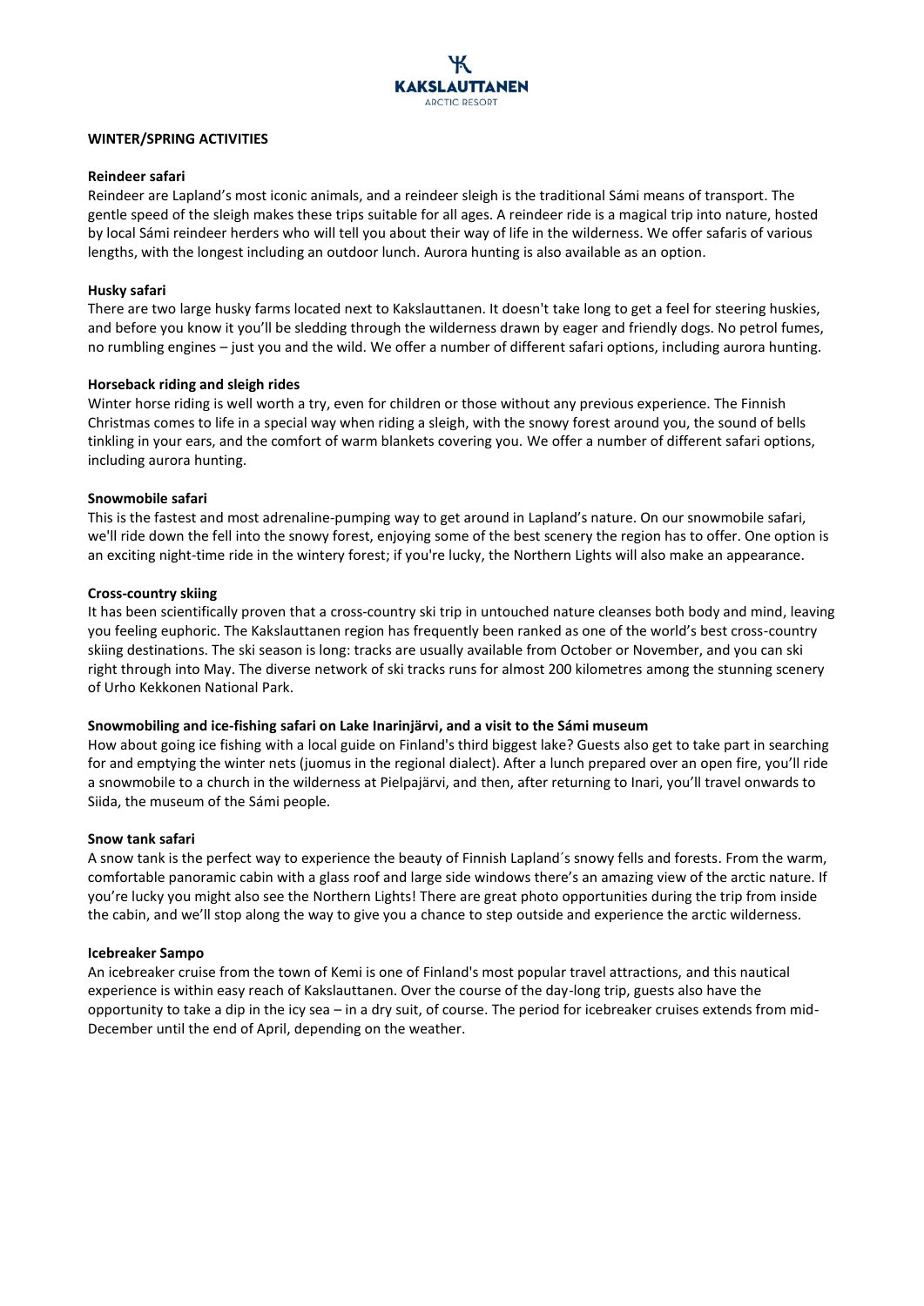## WINTER/SPRING ACTIVITIES

**Reindeer safari**

Reindeer are Lapland's most iconic animals, and a reindeer sleigh is the traditional Sámi means of transport. The gentle speed of the sleigh makes these trips suitable for all ages. A reindeer ride is a magical trip into nature, hosted by local Sámi reindeer herders who will tell you about their way of life in the wilderness. We offer safaris of various lengths, with the longest including an outdoor lunch. Aurora hunting is also available as an option.

**Husky safari**

There are two large husky farms located next to Kakslauttanen. It doesn't take long to get a feel for steering huskies, and before you know it you'll be sledding through the wilderness drawn by eager and friendly dogs. No petrol fumes, no rumbling engines – just you and the wild. We offer a number of different safari options, including aurora hunting.

**Horseback riding and sleigh rides**

Winter horse riding is well worth a try, even for children or those without any previous experience. The Finnish Christmas comes to life in a special way when riding a sleigh, with the snowy forest around you, the sound of bells tinkling in your ears, and the comfort of warm blankets covering you. We offer a number of different safari options, including aurora hunting.

**Snowmobile safari**

This is the fastest and most adrenaline-pumping way to get around in Lapland's nature. On our snowmobile safari, we'll ride down the fell into the snowy forest, enjoying some of the best scenery the region has to offer. One option is an exciting night-time ride in the wintery forest; if you're lucky, the Northern Lights will also make an appearance.

**Cross-country skiing**

It has been scientifically proven that a cross-country ski trip in untouched nature cleanses both body and mind, leaving you feeling euphoric. The Kakslauttanen region has frequently been ranked as one of the world's best cross-country skiing destinations. The ski season is long: tracks are usually available from October or November, and you can ski right through into May. The diverse network of ski tracks runs for almost 200 kilometres among the stunning scenery of Urho Kekkonen National Park.

**Snowmobiling and ice-fishing safari on Lake Inarinjärvi, and a visit to the Sámi museum**

How about going ice fishing with a local guide on Finland's third biggest lake? Guests also get to take part in searching for and emptying the winter nets (juomus in the regional dialect). After a lunch prepared over an open fire, you'll ride a snowmobile to a church in the wilderness at Pielpajärvi, and then, after returning to Inari, you'll travel onwards to Siida, the museum of the Sámi people.

**Snow tank safari**

A snow tank is the perfect way to experience the beauty of Finnish Lapland´s snowy fells and forests. From the warm, comfortable panoramic cabin with a glass roof and large side windows there's an amazing view of the arctic nature. If you're lucky you might also see the Northern Lights! There are great photo opportunities during the trip from inside the cabin, and we'll stop along the way to give you a chance to step outside and experience the arctic wilderness.

**Icebreaker Sampo**

An icebreaker cruise from the town of Kemi is one of Finland's most popular travel attractions, and this nautical experience is within easy reach of Kakslauttanen. Over the course of the day-long trip, guests also have the opportunity to take a dip in the icy sea – in a dry suit, of course. The period for icebreaker cruises extends from mid-December until the end of April, depending on the weather.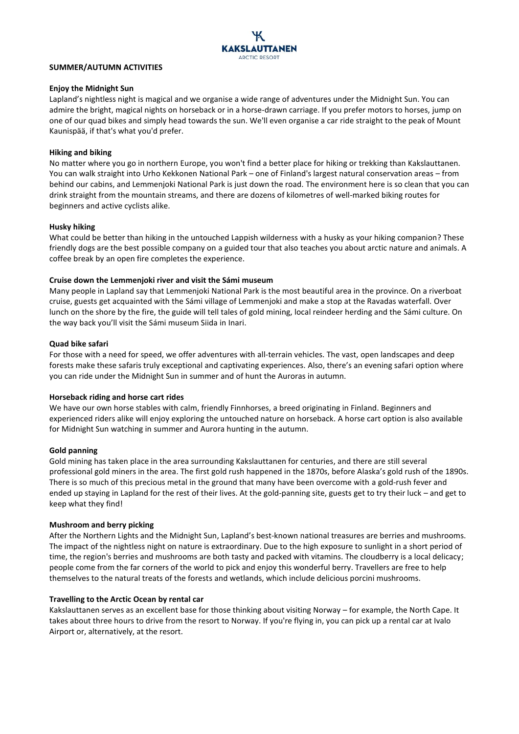## SUMMER/AUTUMN ACTIVITIES

**Enjoy the Midnight Sun**

Lapland's nightless night is magical and we organise a wide range of adventures under the Midnight Sun. You can admire the bright, magical nights on horseback or in a horse-drawn carriage. If you prefer motors to horses, jump on one of our quad bikes and simply head towards the sun. We'll even organise a car ride straight to the peak of Mount Kaunispää, if that's what you'd prefer.

**Hiking and biking**

No matter where you go in northern Europe, you won't find a better place for hiking or trekking than Kakslauttanen. You can walk straight into Urho Kekkonen National Park – one of Finland's largest natural conservation areas – from behind our cabins, and Lemmenjoki National Park is just down the road. The environment here is so clean that you can drink straight from the mountain streams, and there are dozens of kilometres of well-marked biking routes for beginners and active cyclists alike.

**Husky hiking**

What could be better than hiking in the untouched Lappish wilderness with a husky as your hiking companion? These friendly dogs are the best possible company on a guided tour that also teaches you about arctic nature and animals. A coffee break by an open fire completes the experience.

**Cruise down the Lemmenjoki river and visit the Sámi museum**

Many people in Lapland say that Lemmenjoki National Park is the most beautiful area in the province. On a riverboat cruise, guests get acquainted with the Sámi village of Lemmenjoki and make a stop at the Ravadas waterfall. Over lunch on the shore by the fire, the guide will tell tales of gold mining, local reindeer herding and the Sámi culture. On the way back you'll visit the Sámi museum Siida in Inari.

**Quad bike safari**

For those with a need for speed, we offer adventures with all-terrain vehicles. The vast, open landscapes and deep forests make these safaris truly exceptional and captivating experiences. Also, there's an evening safari option where you can ride under the Midnight Sun in summer and of hunt the Auroras in autumn.

**Horseback riding and horse cart rides**

We have our own horse stables with calm, friendly Finnhorses, a breed originating in Finland. Beginners and experienced riders alike will enjoy exploring the untouched nature on horseback. A horse cart option is also available for Midnight Sun watching in summer and Aurora hunting in the autumn.

**Gold panning**

Gold mining has taken place in the area surrounding Kakslauttanen for centuries, and there are still several professional gold miners in the area. The first gold rush happened in the 1870s, before Alaska's gold rush of the 1890s. There is so much of this precious metal in the ground that many have been overcome with a gold-rush fever and ended up staying in Lapland for the rest of their lives. At the gold-panning site, guests get to try their luck – and get to keep what they find!

**Mushroom and berry picking**

After the Northern Lights and the Midnight Sun, Lapland's best-known national treasures are berries and mushrooms. The impact of the nightless night on nature is extraordinary. Due to the high exposure to sunlight in a short period of time, the region's berries and mushrooms are both tasty and packed with vitamins. The cloudberry is a local delicacy; people come from the far corners of the world to pick and enjoy this wonderful berry. Travellers are free to help themselves to the natural treats of the forests and wetlands, which include delicious porcini mushrooms.

**Travelling to the Arctic Ocean by rental car**

Kakslauttanen serves as an excellent base for those thinking about visiting Norway – for example, the North Cape. It takes about three hours to drive from the resort to Norway. If you're flying in, you can pick up a rental car at Ivalo Airport or, alternatively, at the resort.